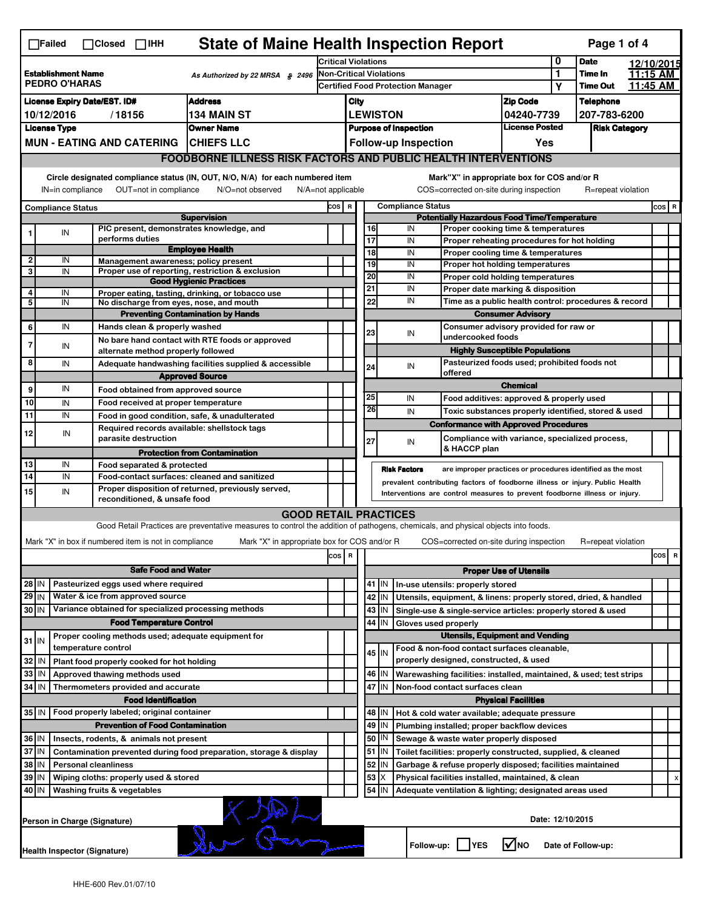☐Failed ☐Closed ☐IHH

# State of Maine Health Inspection Report

| Establishment Name | As Authorized by 22 MRSA § 2496 | Critical Violations | 0 | Date | 12/10/2015 |
|---|---|---|---|---|---|
| PEDRO O'HARAS | | Non-Critical Violations | 1 | Time In | 11:15 AM |
| | | Certified Food Protection Manager | Y | Time Out | 11:45 AM |

| License Expiry Date/EST. ID# | Address | City | Zip Code | Telephone |
|---|---|---|---|---|
| 10/12/2016 / 18156 | 134 MAIN ST | LEWISTON | 04240-7739 | 207-783-6200 |

| License Type | Owner Name | Purpose of Inspection | License Posted | Risk Category |
|---|---|---|---|---|
| MUN - EATING AND CATERING | CHIEFS LLC | Follow-up Inspection | Yes | |

## FOODBORNE ILLNESS RISK FACTORS AND PUBLIC HEALTH INTERVENTIONS

Circle designated compliance status (IN, OUT, N/O, N/A) for each numbered item. Mark "X" in appropriate box for COS and/or R

IN=in compliance OUT=not in compliance N/O=not observed N/A=not applicable COS=corrected on-site during inspection R=repeat violation

| # | Compliance Status | Item | COS | R |
|---|---|---|---|---|
| | | **Supervision** | | |
| 1 | IN | PIC present, demonstrates knowledge, and performs duties | | |
| | | **Employee Health** | | |
| 2 | IN | Management awareness; policy present | | |
| 3 | IN | Proper use of reporting, restriction & exclusion | | |
| | | **Good Hygienic Practices** | | |
| 4 | IN | Proper eating, tasting, drinking, or tobacco use | | |
| 5 | IN | No discharge from eyes, nose, and mouth | | |
| | | **Preventing Contamination by Hands** | | |
| 6 | IN | Hands clean & properly washed | | |
| 7 | IN | No bare hand contact with RTE foods or approved alternate method properly followed | | |
| 8 | IN | Adequate handwashing facilities supplied & accessible | | |
| | | **Approved Source** | | |
| 9 | IN | Food obtained from approved source | | |
| 10 | IN | Food received at proper temperature | | |
| 11 | IN | Food in good condition, safe, & unadulterated | | |
| 12 | IN | Required records available: shellstock tags parasite destruction | | |
| | | **Protection from Contamination** | | |
| 13 | IN | Food separated & protected | | |
| 14 | IN | Food-contact surfaces: cleaned and sanitized | | |
| 15 | IN | Proper disposition of returned, previously served, reconditioned, & unsafe food | | |
| | | **Potentially Hazardous Food Time/Temperature** | | |
| 16 | IN | Proper cooking time & temperatures | | |
| 17 | IN | Proper reheating procedures for hot holding | | |
| 18 | IN | Proper cooling time & temperatures | | |
| 19 | IN | Proper hot holding temperatures | | |
| 20 | IN | Proper cold holding temperatures | | |
| 21 | IN | Proper date marking & disposition | | |
| 22 | IN | Time as a public health control: procedures & record | | |
| | | **Consumer Advisory** | | |
| 23 | IN | Consumer advisory provided for raw or undercooked foods | | |
| | | **Highly Susceptible Populations** | | |
| 24 | IN | Pasteurized foods used; prohibited foods not offered | | |
| | | **Chemical** | | |
| 25 | IN | Food additives: approved & properly used | | |
| 26 | IN | Toxic substances properly identified, stored & used | | |
| | | **Conformance with Approved Procedures** | | |
| 27 | IN | Compliance with variance, specialized process, & HACCP plan | | |

**Risk Factors** are improper practices or procedures identified as the most prevalent contributing factors of foodborne illness or injury. Public Health Interventions are control measures to prevent foodborne illness or injury.

## GOOD RETAIL PRACTICES

Good Retail Practices are preventative measures to control the addition of pathogens, chemicals, and physical objects into foods.

Mark "X" in box if numbered item is not in compliance. Mark "X" in appropriate box for COS and/or R. COS=corrected on-site during inspection R=repeat violation

| # | Status | Item | COS | R |
|---|---|---|---|---|
| | | **Safe Food and Water** | | |
| 28 | IN | Pasteurized eggs used where required | | |
| 29 | IN | Water & ice from approved source | | |
| 30 | IN | Variance obtained for specialized processing methods | | |
| | | **Food Temperature Control** | | |
| 31 | IN | Proper cooling methods used; adequate equipment for temperature control | | |
| 32 | IN | Plant food properly cooked for hot holding | | |
| 33 | IN | Approved thawing methods used | | |
| 34 | IN | Thermometers provided and accurate | | |
| | | **Food Identification** | | |
| 35 | IN | Food properly labeled; original container | | |
| | | **Prevention of Food Contamination** | | |
| 36 | IN | Insects, rodents, & animals not present | | |
| 37 | IN | Contamination prevented during food preparation, storage & display | | |
| 38 | IN | Personal cleanliness | | |
| 39 | IN | Wiping cloths: properly used & stored | | |
| 40 | IN | Washing fruits & vegetables | | |
| | | **Proper Use of Utensils** | | |
| 41 | IN | In-use utensils: properly stored | | |
| 42 | IN | Utensils, equipment, & linens: properly stored, dried, & handled | | |
| 43 | IN | Single-use & single-service articles: properly stored & used | | |
| 44 | IN | Gloves used properly | | |
| | | **Utensils, Equipment and Vending** | | |
| 45 | IN | Food & non-food contact surfaces cleanable, properly designed, constructed, & used | | |
| 46 | IN | Warewashing facilities: installed, maintained, & used; test strips | | |
| 47 | IN | Non-food contact surfaces clean | | |
| | | **Physical Facilities** | | |
| 48 | IN | Hot & cold water available; adequate pressure | | |
| 49 | IN | Plumbing installed; proper backflow devices | | |
| 50 | IN | Sewage & waste water properly disposed | | |
| 51 | IN | Toilet facilities: properly constructed, supplied, & cleaned | | |
| 52 | IN | Garbage & refuse properly disposed; facilities maintained | | |
| 53 | X | Physical facilities installed, maintained, & clean | | x |
| 54 | IN | Adequate ventilation & lighting; designated areas used | | |

Person in Charge (Signature): [signature]

Date: 12/10/2015

Health Inspector (Signature): [signature]

Follow-up: ☐ YES ☑ NO Date of Follow-up:

HHE-600 Rev.01/07/10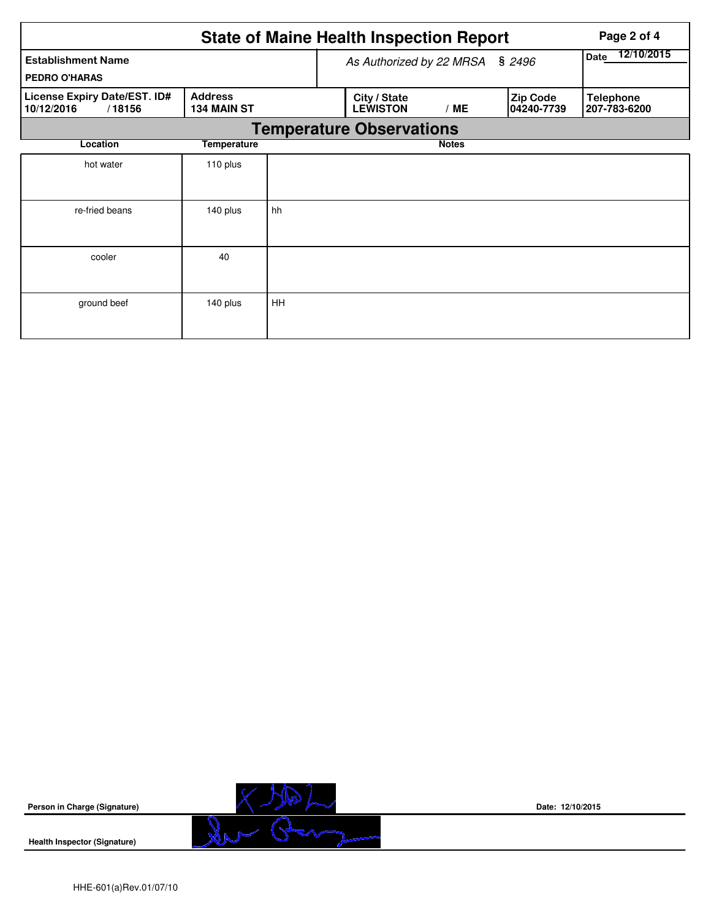# State of Maine Health Inspection Report

| Establishment Name | As Authorized by 22 MRSA § 2496 | | | Date 12/10/2015 |
|---|---|---|---|---|
| PEDRO O'HARAS | | | | |

| License Expiry Date/EST. ID# | Address | City / State | Zip Code | Telephone |
|---|---|---|---|---|
| 10/12/2016 / 18156 | 134 MAIN ST | LEWISTON / ME | 04240-7739 | 207-783-6200 |

## Temperature Observations

| Location | Temperature | Notes |
|---|---|---|
| hot water | 110 plus | |
| re-fried beans | 140 plus | hh |
| cooler | 40 | |
| ground beef | 140 plus | HH |

**Person in Charge (Signature)**

**Date:** 12/10/2015

**Health Inspector (Signature)**

HHE-601(a)Rev.01/07/10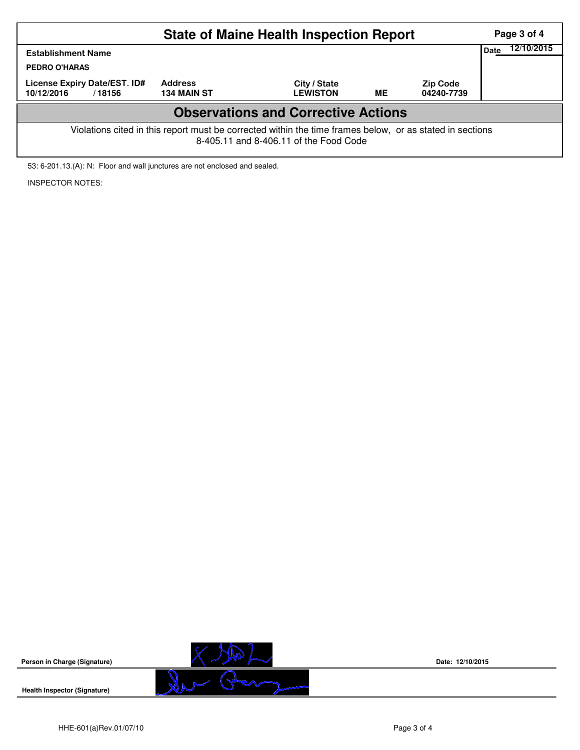# State of Maine Health Inspection Report

| Establishment Name | | | | | Date 12/10/2015 |
|---|---|---|---|---|---|
| PEDRO O'HARAS | | | | | |
| License Expiry Date/EST. ID# | Address | City / State | | Zip Code | |
| 10/12/2016 / 18156 | 134 MAIN ST | LEWISTON | ME | 04240-7739 | |

## Observations and Corrective Actions

Violations cited in this report must be corrected within the time frames below, or as stated in sections 8-405.11 and 8-406.11 of the Food Code

53: 6-201.13.(A): N: Floor and wall junctures are not enclosed and sealed.

INSPECTOR NOTES:

**Person in Charge (Signature)** &nbsp;&nbsp;&nbsp;&nbsp; **Date: 12/10/2015**

**Health Inspector (Signature)**

HHE-601(a)Rev.01/07/10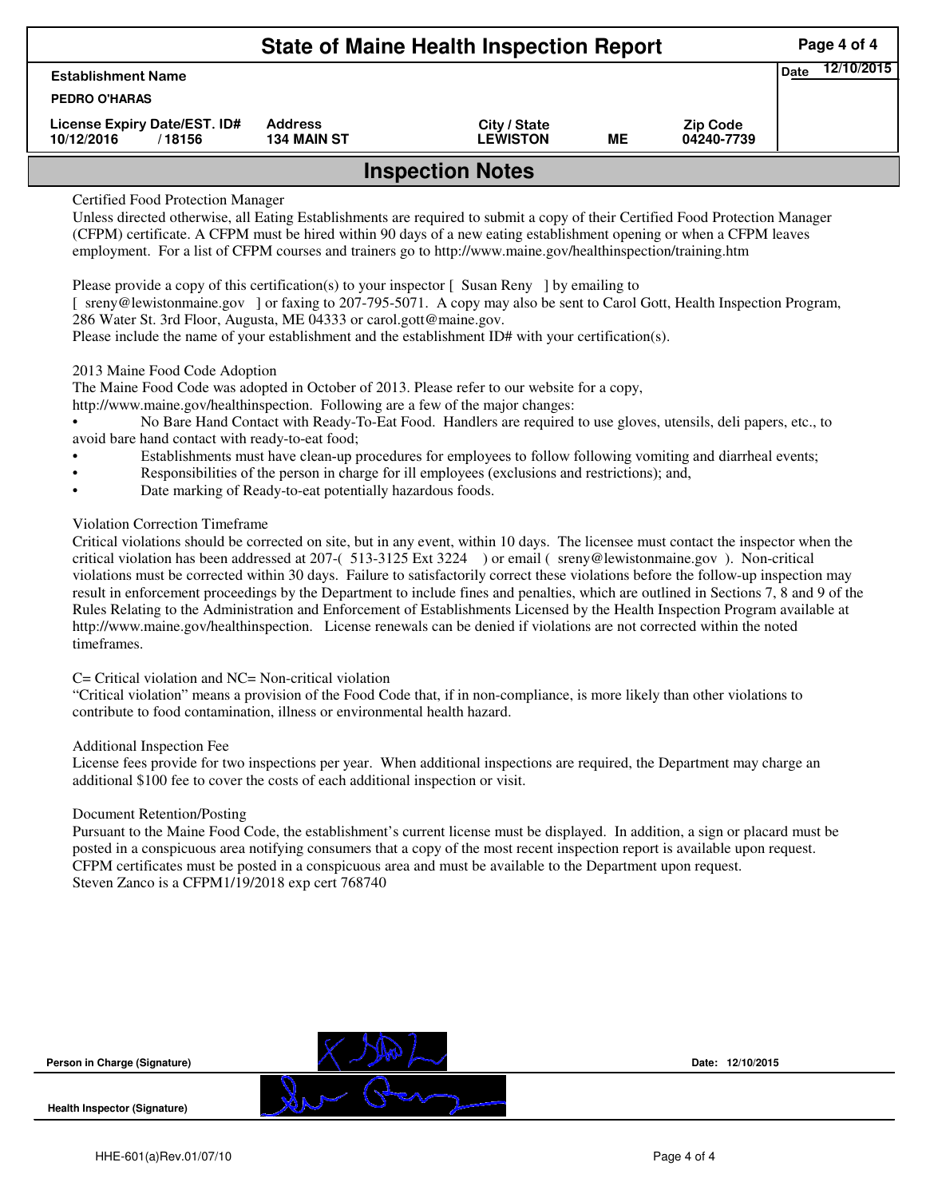# State of Maine Health Inspection Report

| Establishment Name | | | | | Date 12/10/2015 |
|---|---|---|---|---|---|
| PEDRO O'HARAS | | | | | |
| License Expiry Date/EST. ID# | Address | City / State | | Zip Code | |
| 10/12/2016 / 18156 | 134 MAIN ST | LEWISTON | ME | 04240-7739 | |

## Inspection Notes

Certified Food Protection Manager
Unless directed otherwise, all Eating Establishments are required to submit a copy of their Certified Food Protection Manager (CFPM) certificate. A CFPM must be hired within 90 days of a new eating establishment opening or when a CFPM leaves employment. For a list of CFPM courses and trainers go to http://www.maine.gov/healthinspection/training.htm

Please provide a copy of this certification(s) to your inspector [ Susan Reny ] by emailing to [ sreny@lewistonmaine.gov ] or faxing to 207-795-5071. A copy may also be sent to Carol Gott, Health Inspection Program, 286 Water St. 3rd Floor, Augusta, ME 04333 or carol.gott@maine.gov.
Please include the name of your establishment and the establishment ID# with your certification(s).

2013 Maine Food Code Adoption
The Maine Food Code was adopted in October of 2013. Please refer to our website for a copy, http://www.maine.gov/healthinspection. Following are a few of the major changes:

- No Bare Hand Contact with Ready-To-Eat Food. Handlers are required to use gloves, utensils, deli papers, etc., to avoid bare hand contact with ready-to-eat food;
- Establishments must have clean-up procedures for employees to follow following vomiting and diarrheal events;
- Responsibilities of the person in charge for ill employees (exclusions and restrictions); and,
- Date marking of Ready-to-eat potentially hazardous foods.

Violation Correction Timeframe
Critical violations should be corrected on site, but in any event, within 10 days. The licensee must contact the inspector when the critical violation has been addressed at 207-( 513-3125 Ext 3224 ) or email ( sreny@lewistonmaine.gov ). Non-critical violations must be corrected within 30 days. Failure to satisfactorily correct these violations before the follow-up inspection may result in enforcement proceedings by the Department to include fines and penalties, which are outlined in Sections 7, 8 and 9 of the Rules Relating to the Administration and Enforcement of Establishments Licensed by the Health Inspection Program available at http://www.maine.gov/healthinspection. License renewals can be denied if violations are not corrected within the noted timeframes.

C= Critical violation and NC= Non-critical violation
"Critical violation" means a provision of the Food Code that, if in non-compliance, is more likely than other violations to contribute to food contamination, illness or environmental health hazard.

Additional Inspection Fee
License fees provide for two inspections per year. When additional inspections are required, the Department may charge an additional $100 fee to cover the costs of each additional inspection or visit.

Document Retention/Posting
Pursuant to the Maine Food Code, the establishment's current license must be displayed. In addition, a sign or placard must be posted in a conspicuous area notifying consumers that a copy of the most recent inspection report is available upon request. CFPM certificates must be posted in a conspicuous area and must be available to the Department upon request.
Steven Zanco is a CFPM1/19/2018 exp cert 768740

Person in Charge (Signature) Date: 12/10/2015

Health Inspector (Signature)

HHE-601(a)Rev.01/07/10